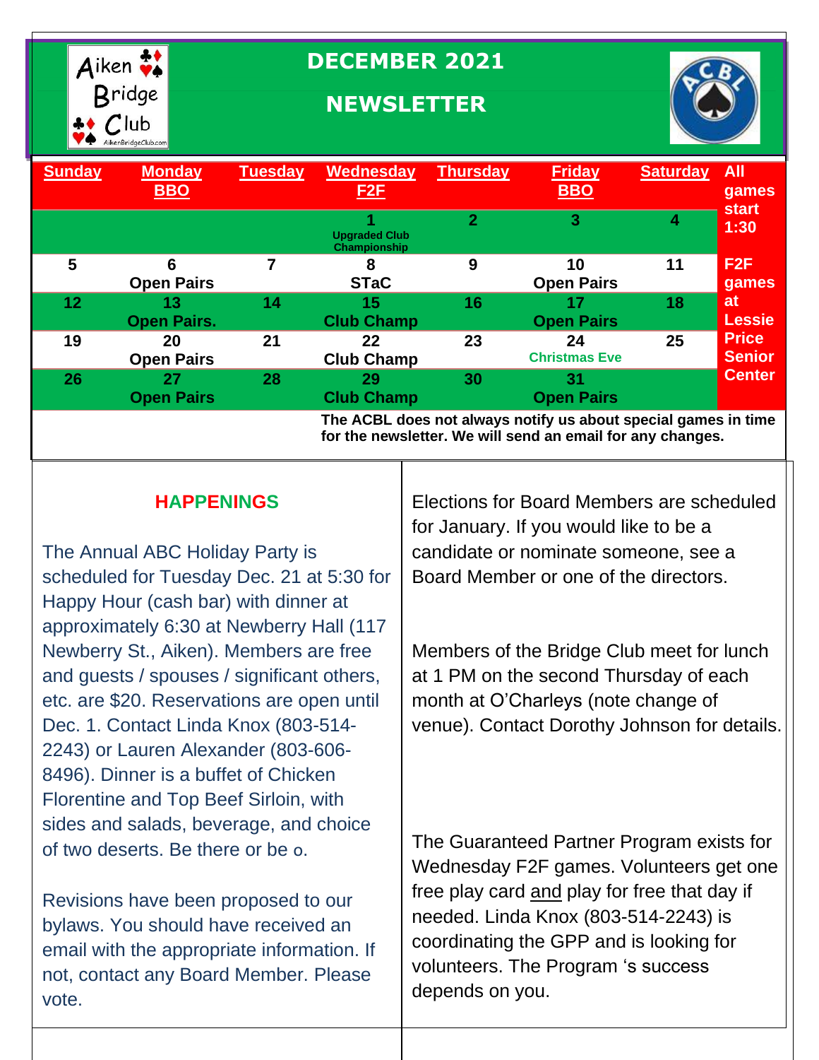# DECEMBER 2021

# NEWSLETTER

| Sunday | Monday BBO | Tuesday | Wednesday F2F | Thursday | Friday BBO | Saturday | All games start 1:30 |
|---|---|---|---|---|---|---|---|
| | | | 1 Upgraded Club Championship | 2 | 3 | 4 | |
| 5 | 6 Open Pairs | 7 | 8 STaC | 9 | 10 Open Pairs | 11 | F2F games at Lessie Price Senior Center |
| 12 | 13 Open Pairs. | 14 | 15 Club Champ | 16 | 17 Open Pairs | 18 | |
| 19 | 20 Open Pairs | 21 | 22 Club Champ | 23 | 24 Christmas Eve | 25 | |
| 26 | 27 Open Pairs | 28 | 29 Club Champ | 30 | 31 Open Pairs | | |

**The ACBL does not always notify us about special games in time for the newsletter. We will send an email for any changes.**

## HAPPENINGS

The Annual ABC Holiday Party is scheduled for Tuesday Dec. 21 at 5:30 for Happy Hour (cash bar) with dinner at approximately 6:30 at Newberry Hall (117 Newberry St., Aiken). Members are free and guests / spouses / significant others, etc. are $20. Reservations are open until Dec. 1. Contact Linda Knox (803-514-2243) or Lauren Alexander (803-606-8496). Dinner is a buffet of Chicken Florentine and Top Beef Sirloin, with sides and salads, beverage, and choice of two deserts. Be there or be o.

Revisions have been proposed to our bylaws. You should have received an email with the appropriate information. If not, contact any Board Member. Please vote.

Elections for Board Members are scheduled for January. If you would like to be a candidate or nominate someone, see a Board Member or one of the directors.

Members of the Bridge Club meet for lunch at 1 PM on the second Thursday of each month at O'Charleys (note change of venue). Contact Dorothy Johnson for details.

The Guaranteed Partner Program exists for Wednesday F2F games. Volunteers get one free play card and play for free that day if needed. Linda Knox (803-514-2243) is coordinating the GPP and is looking for volunteers. The Program 's success depends on you.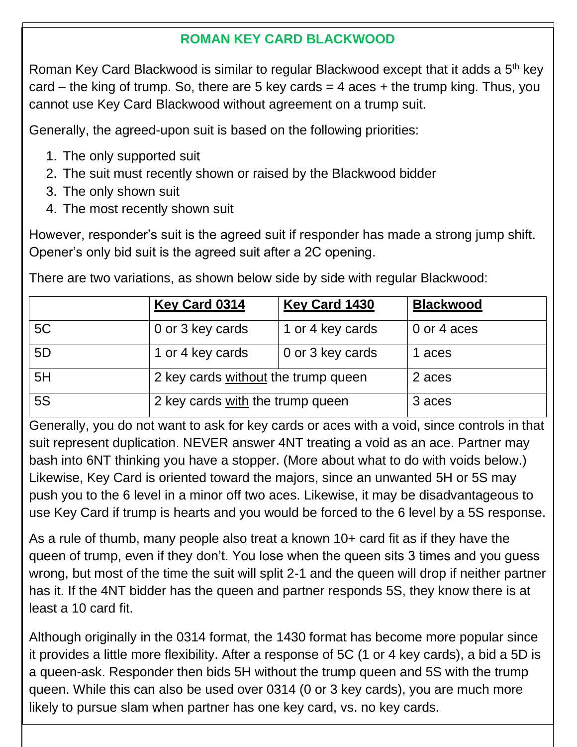## ROMAN KEY CARD BLACKWOOD

Roman Key Card Blackwood is similar to regular Blackwood except that it adds a 5th key card – the king of trump. So, there are 5 key cards = 4 aces + the trump king. Thus, you cannot use Key Card Blackwood without agreement on a trump suit.

Generally, the agreed-upon suit is based on the following priorities:

1. The only supported suit
2. The suit must recently shown or raised by the Blackwood bidder
3. The only shown suit
4. The most recently shown suit

However, responder's suit is the agreed suit if responder has made a strong jump shift. Opener's only bid suit is the agreed suit after a 2C opening.

There are two variations, as shown below side by side with regular Blackwood:

| | **Key Card 0314** | **Key Card 1430** | **Blackwood** |
|---|---|---|---|
| 5C | 0 or 3 key cards | 1 or 4 key cards | 0 or 4 aces |
| 5D | 1 or 4 key cards | 0 or 3 key cards | 1 aces |
| 5H | 2 key cards without the trump queen | | 2 aces |
| 5S | 2 key cards with the trump queen | | 3 aces |

Generally, you do not want to ask for key cards or aces with a void, since controls in that suit represent duplication. NEVER answer 4NT treating a void as an ace. Partner may bash into 6NT thinking you have a stopper. (More about what to do with voids below.) Likewise, Key Card is oriented toward the majors, since an unwanted 5H or 5S may push you to the 6 level in a minor off two aces. Likewise, it may be disadvantageous to use Key Card if trump is hearts and you would be forced to the 6 level by a 5S response.

As a rule of thumb, many people also treat a known 10+ card fit as if they have the queen of trump, even if they don't. You lose when the queen sits 3 times and you guess wrong, but most of the time the suit will split 2-1 and the queen will drop if neither partner has it. If the 4NT bidder has the queen and partner responds 5S, they know there is at least a 10 card fit.

Although originally in the 0314 format, the 1430 format has become more popular since it provides a little more flexibility. After a response of 5C (1 or 4 key cards), a bid a 5D is a queen-ask. Responder then bids 5H without the trump queen and 5S with the trump queen. While this can also be used over 0314 (0 or 3 key cards), you are much more likely to pursue slam when partner has one key card, vs. no key cards.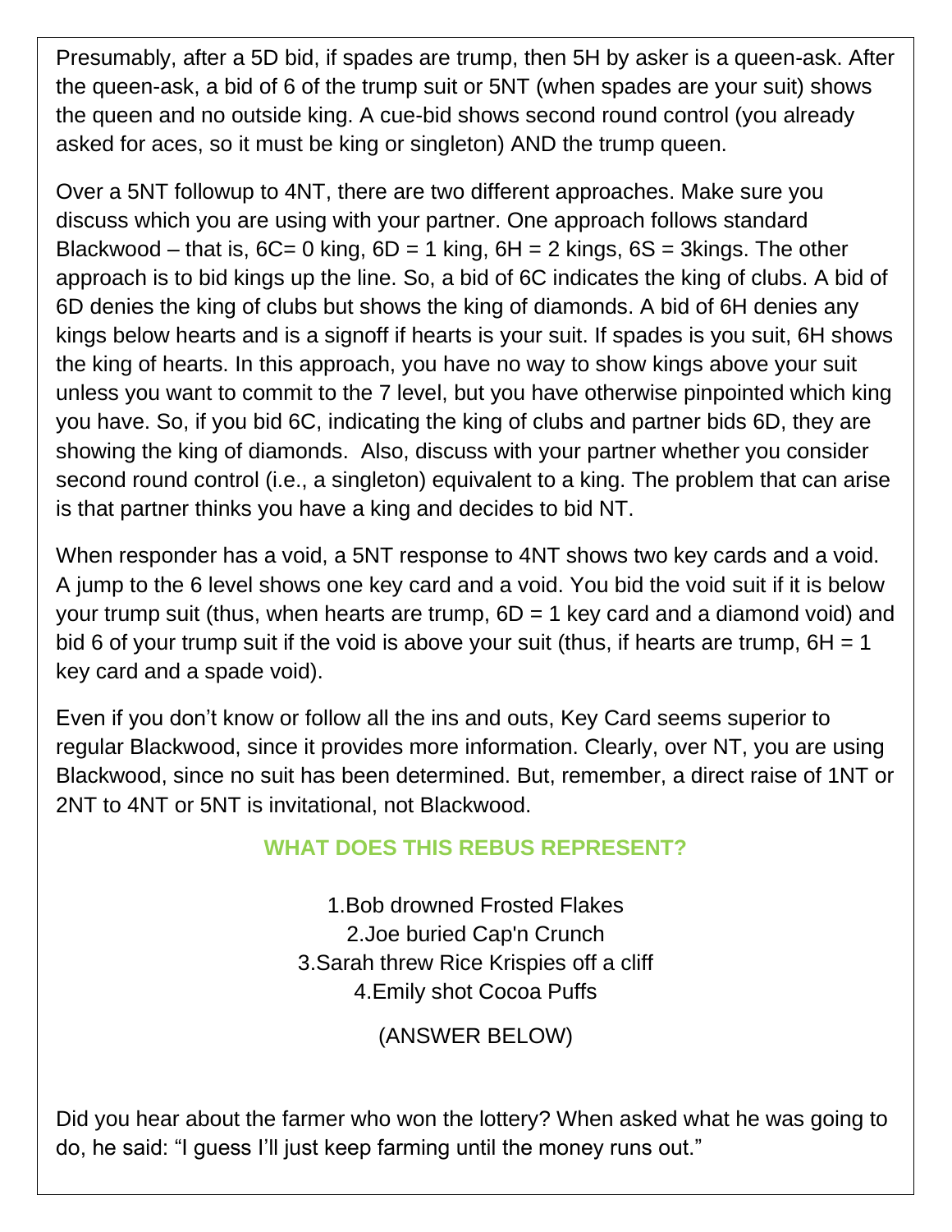Presumably, after a 5D bid, if spades are trump, then 5H by asker is a queen-ask. After the queen-ask, a bid of 6 of the trump suit or 5NT (when spades are your suit) shows the queen and no outside king. A cue-bid shows second round control (you already asked for aces, so it must be king or singleton) AND the trump queen.

Over a 5NT followup to 4NT, there are two different approaches. Make sure you discuss which you are using with your partner. One approach follows standard Blackwood – that is, 6C= 0 king, 6D = 1 king, 6H = 2 kings, 6S = 3kings. The other approach is to bid kings up the line. So, a bid of 6C indicates the king of clubs. A bid of 6D denies the king of clubs but shows the king of diamonds. A bid of 6H denies any kings below hearts and is a signoff if hearts is your suit. If spades is you suit, 6H shows the king of hearts. In this approach, you have no way to show kings above your suit unless you want to commit to the 7 level, but you have otherwise pinpointed which king you have. So, if you bid 6C, indicating the king of clubs and partner bids 6D, they are showing the king of diamonds.  Also, discuss with your partner whether you consider second round control (i.e., a singleton) equivalent to a king. The problem that can arise is that partner thinks you have a king and decides to bid NT.

When responder has a void, a 5NT response to 4NT shows two key cards and a void. A jump to the 6 level shows one key card and a void. You bid the void suit if it is below your trump suit (thus, when hearts are trump, 6D = 1 key card and a diamond void) and bid 6 of your trump suit if the void is above your suit (thus, if hearts are trump, 6H = 1 key card and a spade void).

Even if you don't know or follow all the ins and outs, Key Card seems superior to regular Blackwood, since it provides more information. Clearly, over NT, you are using Blackwood, since no suit has been determined. But, remember, a direct raise of 1NT or 2NT to 4NT or 5NT is invitational, not Blackwood.

## WHAT DOES THIS REBUS REPRESENT?

1. Bob drowned Frosted Flakes
2. Joe buried Cap'n Crunch
3. Sarah threw Rice Krispies off a cliff
4. Emily shot Cocoa Puffs

(ANSWER BELOW)

Did you hear about the farmer who won the lottery? When asked what he was going to do, he said: "I guess I'll just keep farming until the money runs out."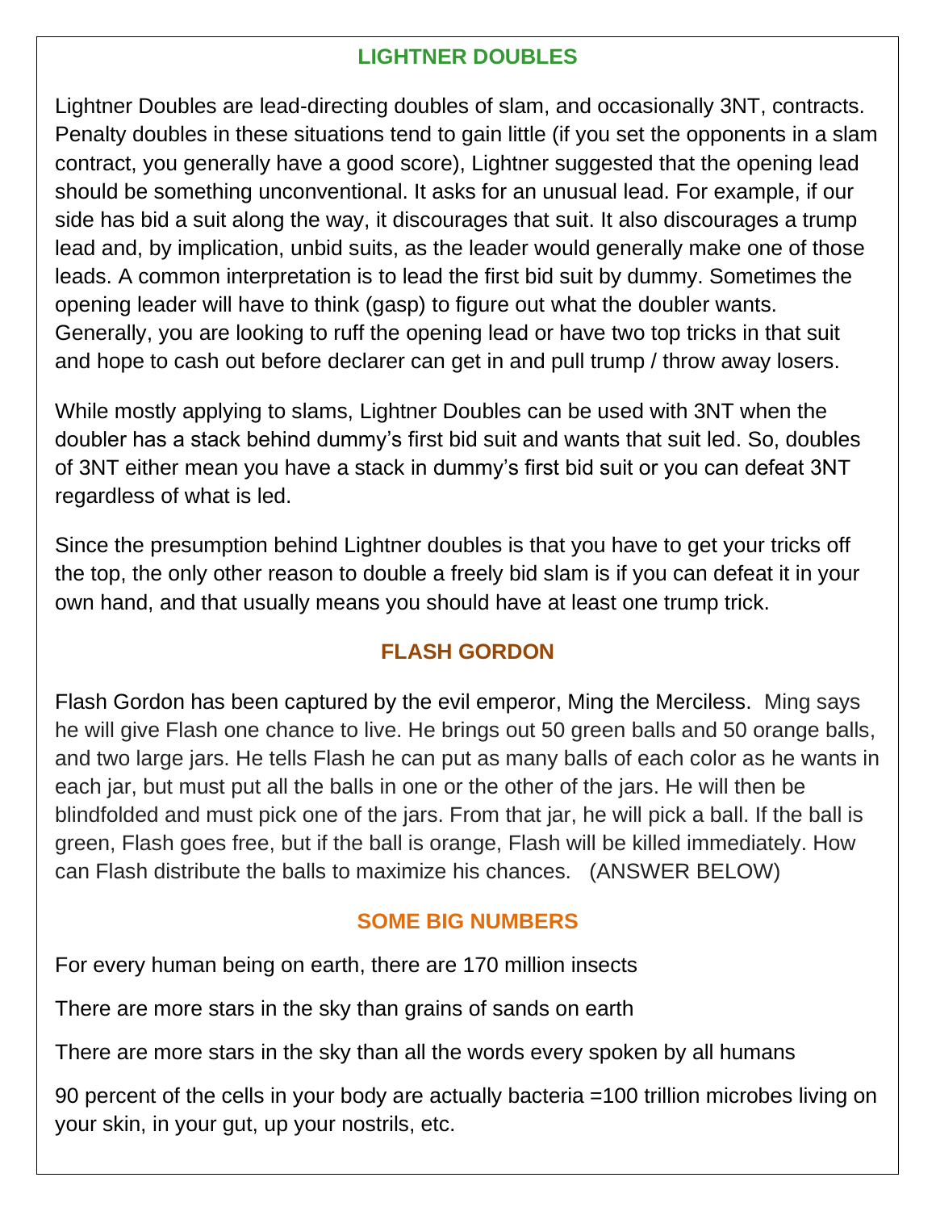## LIGHTNER DOUBLES

Lightner Doubles are lead-directing doubles of slam, and occasionally 3NT, contracts. Penalty doubles in these situations tend to gain little (if you set the opponents in a slam contract, you generally have a good score), Lightner suggested that the opening lead should be something unconventional. It asks for an unusual lead. For example, if our side has bid a suit along the way, it discourages that suit. It also discourages a trump lead and, by implication, unbid suits, as the leader would generally make one of those leads. A common interpretation is to lead the first bid suit by dummy. Sometimes the opening leader will have to think (gasp) to figure out what the doubler wants. Generally, you are looking to ruff the opening lead or have two top tricks in that suit and hope to cash out before declarer can get in and pull trump / throw away losers.

While mostly applying to slams, Lightner Doubles can be used with 3NT when the doubler has a stack behind dummy's first bid suit and wants that suit led. So, doubles of 3NT either mean you have a stack in dummy's first bid suit or you can defeat 3NT regardless of what is led.

Since the presumption behind Lightner doubles is that you have to get your tricks off the top, the only other reason to double a freely bid slam is if you can defeat it in your own hand, and that usually means you should have at least one trump trick.

## FLASH GORDON

Flash Gordon has been captured by the evil emperor, Ming the Merciless. Ming says he will give Flash one chance to live. He brings out 50 green balls and 50 orange balls, and two large jars. He tells Flash he can put as many balls of each color as he wants in each jar, but must put all the balls in one or the other of the jars. He will then be blindfolded and must pick one of the jars. From that jar, he will pick a ball. If the ball is green, Flash goes free, but if the ball is orange, Flash will be killed immediately. How can Flash distribute the balls to maximize his chances. (ANSWER BELOW)

## SOME BIG NUMBERS

For every human being on earth, there are 170 million insects

There are more stars in the sky than grains of sands on earth

There are more stars in the sky than all the words every spoken by all humans

90 percent of the cells in your body are actually bacteria =100 trillion microbes living on your skin, in your gut, up your nostrils, etc.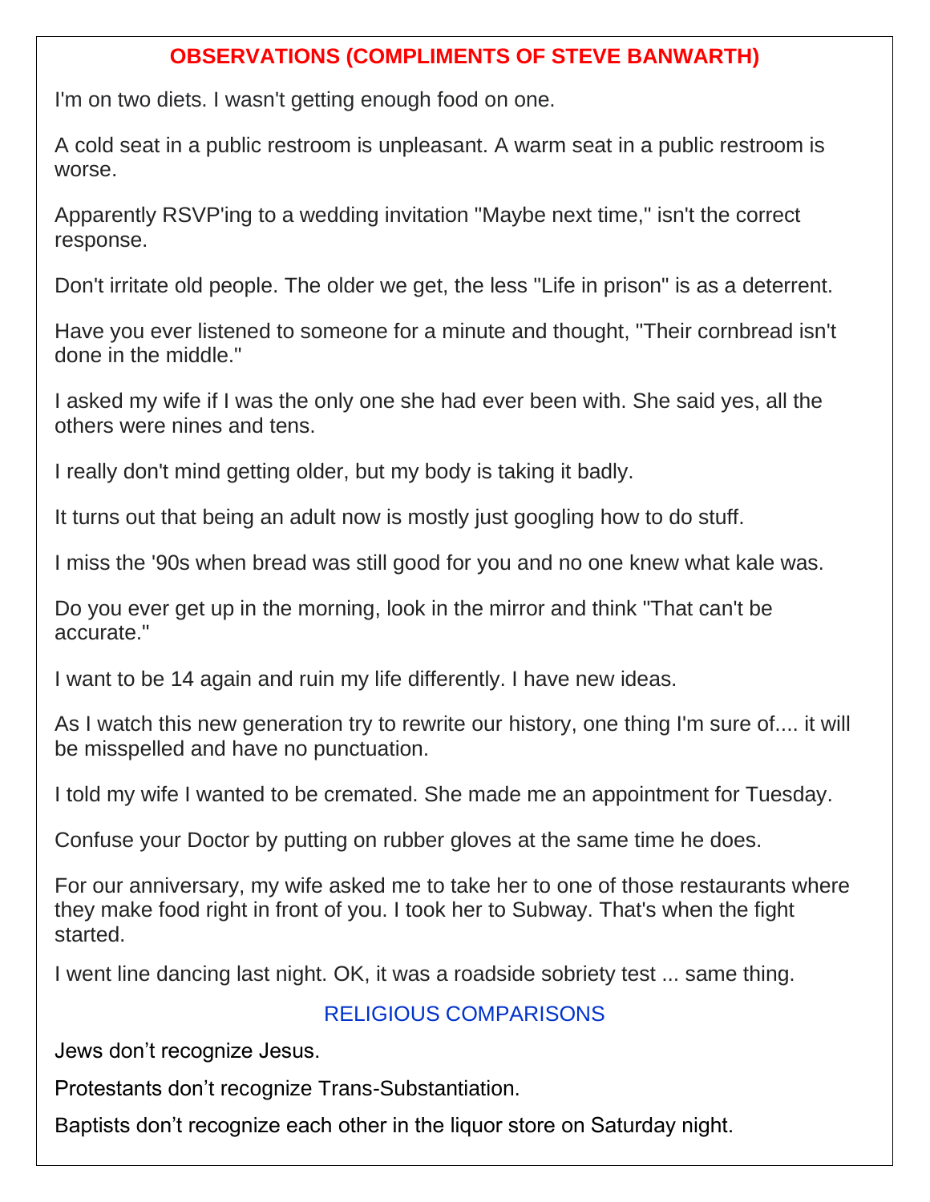## OBSERVATIONS (COMPLIMENTS OF STEVE BANWARTH)

I'm on two diets. I wasn't getting enough food on one.

A cold seat in a public restroom is unpleasant. A warm seat in a public restroom is worse.

Apparently RSVP'ing to a wedding invitation "Maybe next time," isn't the correct response.

Don't irritate old people. The older we get, the less "Life in prison" is as a deterrent.

Have you ever listened to someone for a minute and thought, "Their cornbread isn't done in the middle."

I asked my wife if I was the only one she had ever been with. She said yes, all the others were nines and tens.

I really don't mind getting older, but my body is taking it badly.

It turns out that being an adult now is mostly just googling how to do stuff.

I miss the '90s when bread was still good for you and no one knew what kale was.

Do you ever get up in the morning, look in the mirror and think "That can't be accurate."

I want to be 14 again and ruin my life differently. I have new ideas.

As I watch this new generation try to rewrite our history, one thing I'm sure of.... it will be misspelled and have no punctuation.

I told my wife I wanted to be cremated. She made me an appointment for Tuesday.

Confuse your Doctor by putting on rubber gloves at the same time he does.

For our anniversary, my wife asked me to take her to one of those restaurants where they make food right in front of you. I took her to Subway. That's when the fight started.

I went line dancing last night. OK, it was a roadside sobriety test ... same thing.

### RELIGIOUS COMPARISONS

Jews don't recognize Jesus.

Protestants don't recognize Trans-Substantiation.

Baptists don't recognize each other in the liquor store on Saturday night.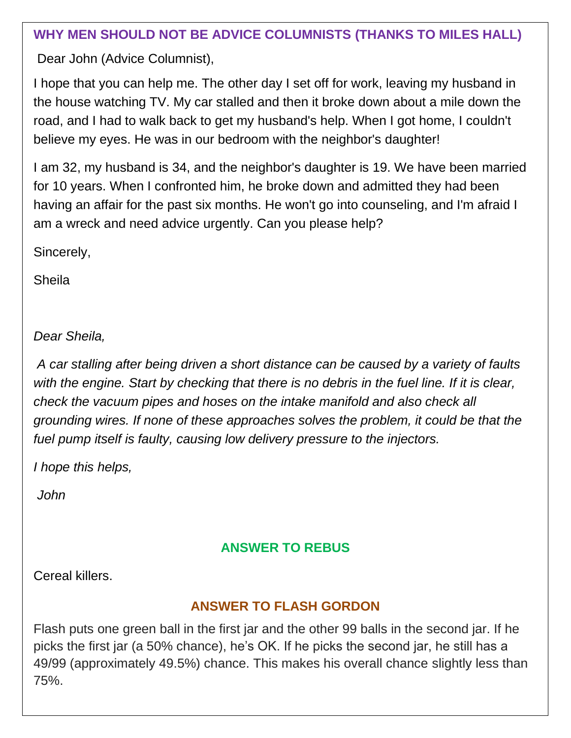## WHY MEN SHOULD NOT BE ADVICE COLUMNISTS (THANKS TO MILES HALL)

Dear John (Advice Columnist),

I hope that you can help me. The other day I set off for work, leaving my husband in the house watching TV. My car stalled and then it broke down about a mile down the road, and I had to walk back to get my husband's help. When I got home, I couldn't believe my eyes. He was in our bedroom with the neighbor's daughter!

I am 32, my husband is 34, and the neighbor's daughter is 19. We have been married for 10 years. When I confronted him, he broke down and admitted they had been having an affair for the past six months. He won't go into counseling, and I'm afraid I am a wreck and need advice urgently. Can you please help?

Sincerely,

Sheila

*Dear Sheila,*

*A car stalling after being driven a short distance can be caused by a variety of faults with the engine. Start by checking that there is no debris in the fuel line. If it is clear, check the vacuum pipes and hoses on the intake manifold and also check all grounding wires. If none of these approaches solves the problem, it could be that the fuel pump itself is faulty, causing low delivery pressure to the injectors.*

*I hope this helps,*

*John*

## ANSWER TO REBUS

Cereal killers.

## ANSWER TO FLASH GORDON

Flash puts one green ball in the first jar and the other 99 balls in the second jar. If he picks the first jar (a 50% chance), he's OK. If he picks the second jar, he still has a 49/99 (approximately 49.5%) chance. This makes his overall chance slightly less than 75%.